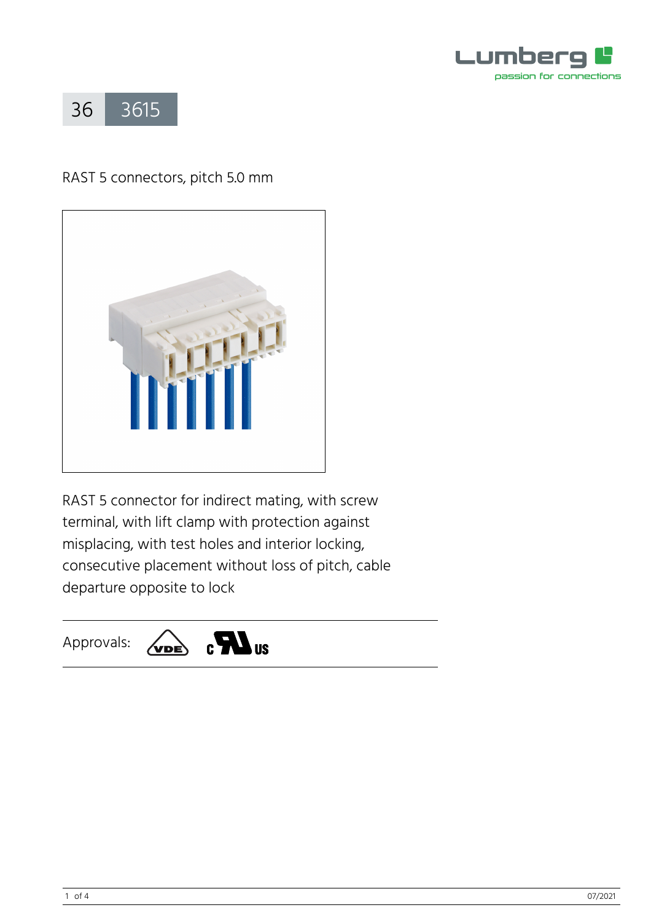# 36 3615

RAST 5 connectors, pitch 5.0 mm

RAST 5 connector for indirect mating, with screw terminal, with lift clamp with protection against misplacing, with test holes and interior locking, consecutive placement without loss of pitch, cable departure opposite to lock

Approvals: VDE, c UL us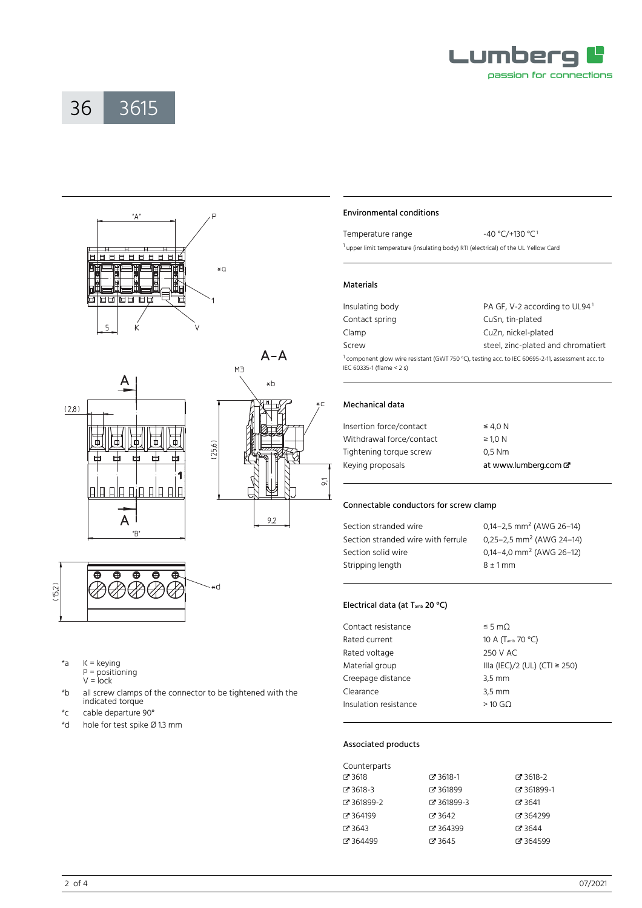# 36 3615

*a K = keying
P = positioning
V = lock

*b all screw clamps of the connector to be tightened with the indicated torque

*c cable departure 90°

*d hole for test spike Ø 1.3 mm

## Environmental conditions

| | |
|---|---|
| Temperature range | -40 °C/+130 °C [1] |

[1] upper limit temperature (insulating body) RTI (electrical) of the UL Yellow Card

## Materials

| | |
|---|---|
| Insulating body | PA GF, V-2 according to UL94 [1] |
| Contact spring | CuSn, tin-plated |
| Clamp | CuZn, nickel-plated |
| Screw | steel, zinc-plated and chromatiert |

[1] component glow wire resistant (GWT 750 °C), testing acc. to IEC 60695-2-11, assessment acc. to IEC 60335-1 (flame < 2 s)

## Mechanical data

| | |
|---|---|
| Insertion force/contact | ≤ 4,0 N |
| Withdrawal force/contact | ≥ 1,0 N |
| Tightening torque screw | 0,5 Nm |
| Keying proposals | at www.lumberg.com |

## Connectable conductors for screw clamp

| | |
|---|---|
| Section stranded wire | 0,14–2,5 $mm^2$ (AWG 26–14) |
| Section stranded wire with ferrule | 0,25–2,5 $mm^2$ (AWG 24–14) |
| Section solid wire | 0,14–4,0 $mm^2$ (AWG 26–12) |
| Stripping length | 8 ± 1 mm |

## Electrical data (at $T_{amb}$ 20 °C)

| | |
|---|---|
| Contact resistance | ≤ 5 mΩ |
| Rated current | 10 A ($T_{amb}$ 70 °C) |
| Rated voltage | 250 V AC |
| Material group | IIIa (IEC)/2 (UL) (CTI ≥ 250) |
| Creepage distance | 3,5 mm |
| Clearance | 3,5 mm |
| Insulation resistance | > 10 GΩ |

## Associated products

Counterparts

| | | |
|---|---|---|
| 3618 | 3618-1 | 3618-2 |
| 3618-3 | 361899 | 361899-1 |
| 361899-2 | 361899-3 | 3641 |
| 364199 | 3642 | 364299 |
| 3643 | 364399 | 3644 |
| 364499 | 3645 | 364599 |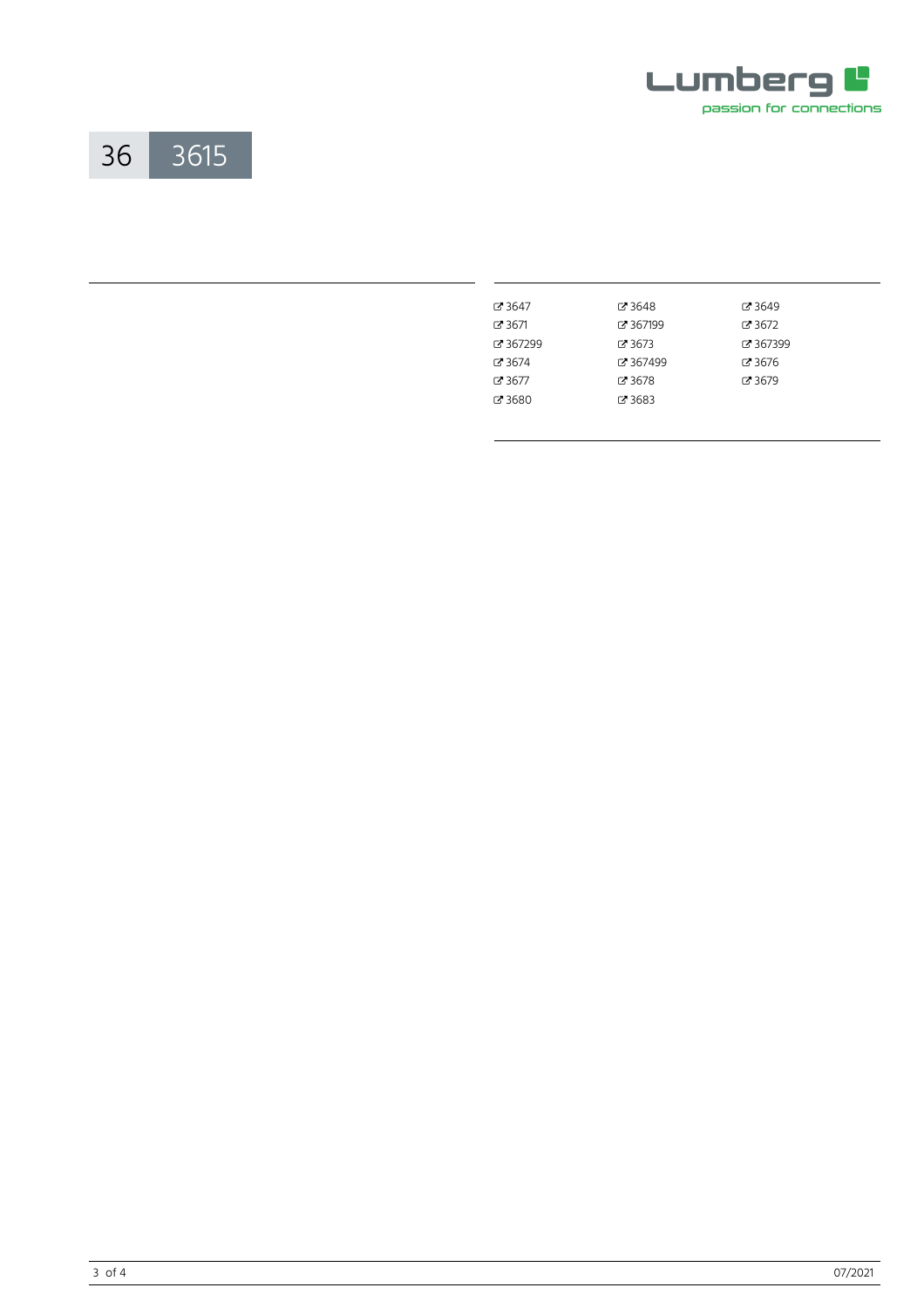36 3615

| | | |
|---|---|---|
| ↗ 3647 | ↗ 3648 | ↗ 3649 |
| ↗ 3671 | ↗ 367199 | ↗ 3672 |
| ↗ 367299 | ↗ 3673 | ↗ 367399 |
| ↗ 3674 | ↗ 367499 | ↗ 3676 |
| ↗ 3677 | ↗ 3678 | ↗ 3679 |
| ↗ 3680 | ↗ 3683 | |

07/2021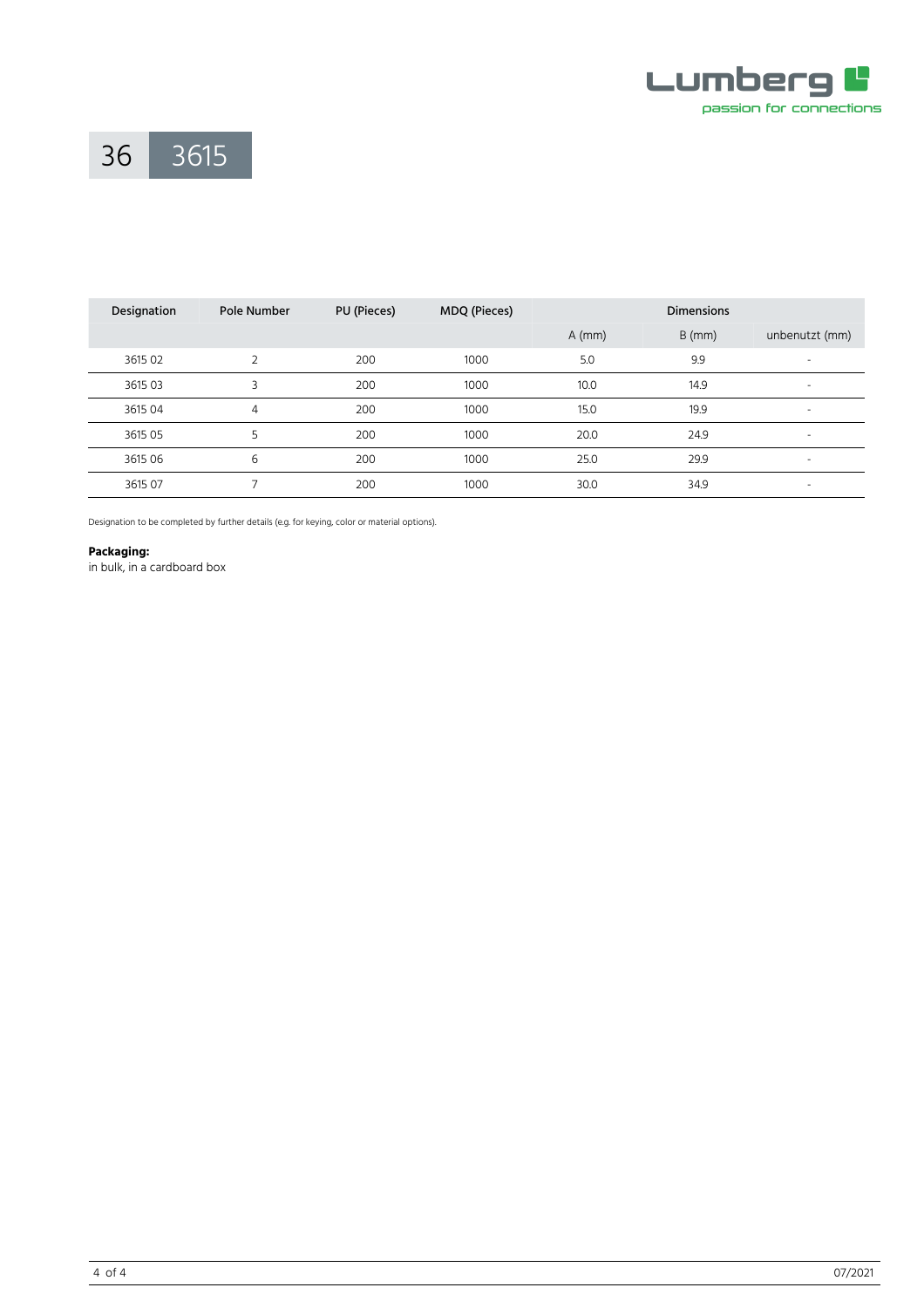# 36 3615

| Designation | Pole Number | PU (Pieces) | MDQ (Pieces) | Dimensions | | |
|---|---|---|---|---|---|---|
| | | | | A (mm) | B (mm) | unbenutzt (mm) |
| 3615 02 | 2 | 200 | 1000 | 5.0 | 9.9 | - |
| 3615 03 | 3 | 200 | 1000 | 10.0 | 14.9 | - |
| 3615 04 | 4 | 200 | 1000 | 15.0 | 19.9 | - |
| 3615 05 | 5 | 200 | 1000 | 20.0 | 24.9 | - |
| 3615 06 | 6 | 200 | 1000 | 25.0 | 29.9 | - |
| 3615 07 | 7 | 200 | 1000 | 30.0 | 34.9 | - |

Designation to be completed by further details (e.g. for keying, color or material options).

**Packaging:**
in bulk, in a cardboard box